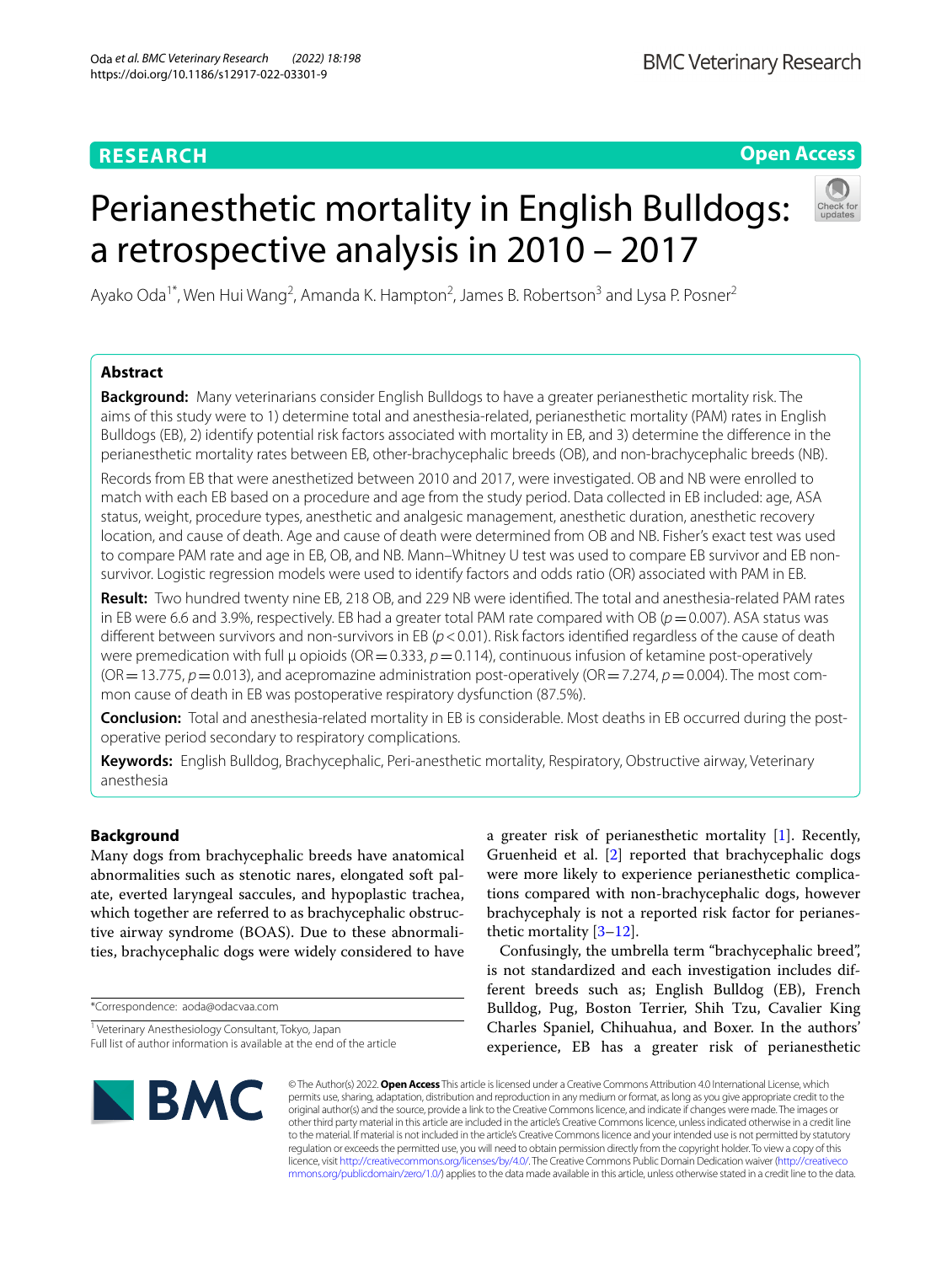RESEARCH

Open Access

# Perianesthetic mortality in English Bulldogs: a retrospective analysis in 2010 – 2017

Ayako Oda[1*], Wen Hui Wang[2], Amanda K. Hampton[2], James B. Robertson[3] and Lysa P. Posner[2]

## Abstract

**Background:** Many veterinarians consider English Bulldogs to have a greater perianesthetic mortality risk. The aims of this study were to 1) determine total and anesthesia-related, perianesthetic mortality (PAM) rates in English Bulldogs (EB), 2) identify potential risk factors associated with mortality in EB, and 3) determine the difference in the perianesthetic mortality rates between EB, other-brachycephalic breeds (OB), and non-brachycephalic breeds (NB).

Records from EB that were anesthetized between 2010 and 2017, were investigated. OB and NB were enrolled to match with each EB based on a procedure and age from the study period. Data collected in EB included: age, ASA status, weight, procedure types, anesthetic and analgesic management, anesthetic duration, anesthetic recovery location, and cause of death. Age and cause of death were determined from OB and NB. Fisher's exact test was used to compare PAM rate and age in EB, OB, and NB. Mann–Whitney U test was used to compare EB survivor and EB non-survivor. Logistic regression models were used to identify factors and odds ratio (OR) associated with PAM in EB.

**Result:** Two hundred twenty nine EB, 218 OB, and 229 NB were identified. The total and anesthesia-related PAM rates in EB were 6.6 and 3.9%, respectively. EB had a greater total PAM rate compared with OB ($p = 0.007$). ASA status was different between survivors and non-survivors in EB ($p < 0.01$). Risk factors identified regardless of the cause of death were premedication with full μ opioids (OR = 0.333, $p = 0.114$), continuous infusion of ketamine post-operatively (OR = 13.775, $p = 0.013$), and acepromazine administration post-operatively (OR = 7.274, $p = 0.004$). The most common cause of death in EB was postoperative respiratory dysfunction (87.5%).

**Conclusion:** Total and anesthesia-related mortality in EB is considerable. Most deaths in EB occurred during the postoperative period secondary to respiratory complications.

**Keywords:** English Bulldog, Brachycephalic, Peri-anesthetic mortality, Respiratory, Obstructive airway, Veterinary anesthesia

## Background

Many dogs from brachycephalic breeds have anatomical abnormalities such as stenotic nares, elongated soft palate, everted laryngeal saccules, and hypoplastic trachea, which together are referred to as brachycephalic obstructive airway syndrome (BOAS). Due to these abnormalities, brachycephalic dogs were widely considered to have a greater risk of perianesthetic mortality [1]. Recently, Gruenheid et al. [2] reported that brachycephalic dogs were more likely to experience perianesthetic complications compared with non-brachycephalic dogs, however brachycephaly is not a reported risk factor for perianesthetic mortality [3–12].

Confusingly, the umbrella term "brachycephalic breed", is not standardized and each investigation includes different breeds such as; English Bulldog (EB), French Bulldog, Pug, Boston Terrier, Shih Tzu, Cavalier King Charles Spaniel, Chihuahua, and Boxer. In the authors' experience, EB has a greater risk of perianesthetic

*Correspondence: aoda@odacvaa.com

[1] Veterinary Anesthesiology Consultant, Tokyo, Japan

Full list of author information is available at the end of the article

© The Author(s) 2022. **Open Access** This article is licensed under a Creative Commons Attribution 4.0 International License, which permits use, sharing, adaptation, distribution and reproduction in any medium or format, as long as you give appropriate credit to the original author(s) and the source, provide a link to the Creative Commons licence, and indicate if changes were made. The images or other third party material in this article are included in the article's Creative Commons licence, unless indicated otherwise in a credit line to the material. If material is not included in the article's Creative Commons licence and your intended use is not permitted by statutory regulation or exceeds the permitted use, you will need to obtain permission directly from the copyright holder. To view a copy of this licence, visit http://creativecommons.org/licenses/by/4.0/. The Creative Commons Public Domain Dedication waiver (http://creativecommons.org/publicdomain/zero/1.0/) applies to the data made available in this article, unless otherwise stated in a credit line to the data.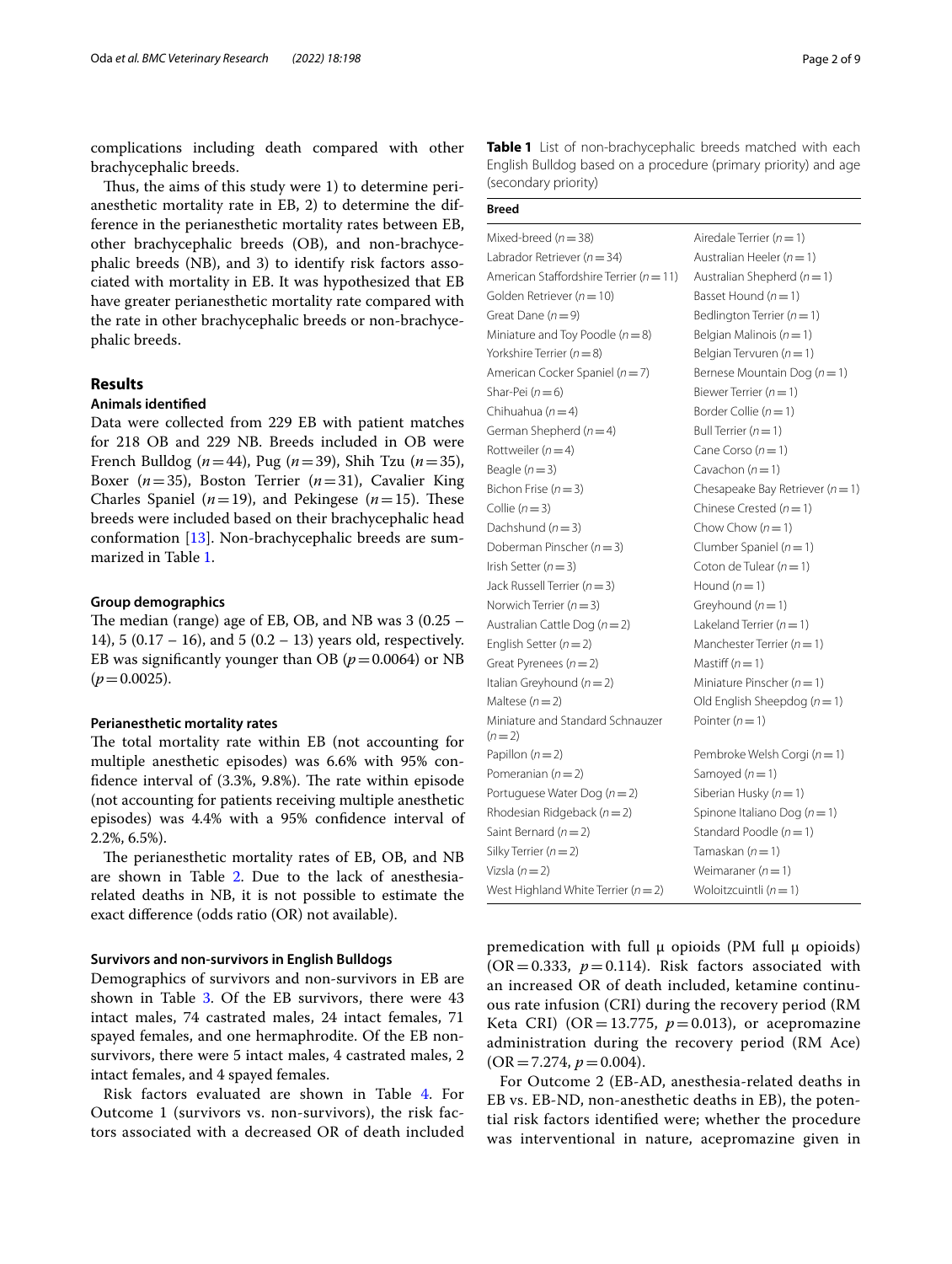complications including death compared with other brachycephalic breeds.

Thus, the aims of this study were 1) to determine perianesthetic mortality rate in EB, 2) to determine the difference in the perianesthetic mortality rates between EB, other brachycephalic breeds (OB), and non-brachycephalic breeds (NB), and 3) to identify risk factors associated with mortality in EB. It was hypothesized that EB have greater perianesthetic mortality rate compared with the rate in other brachycephalic breeds or non-brachycephalic breeds.

## Results

### Animals identified

Data were collected from 229 EB with patient matches for 218 OB and 229 NB. Breeds included in OB were French Bulldog (*n*=44), Pug (*n*=39), Shih Tzu (*n*=35), Boxer (*n*=35), Boston Terrier (*n*=31), Cavalier King Charles Spaniel (*n*=19), and Pekingese (*n*=15). These breeds were included based on their brachycephalic head conformation [13]. Non-brachycephalic breeds are summarized in Table 1.

**Table 1** List of non-brachycephalic breeds matched with each English Bulldog based on a procedure (primary priority) and age (secondary priority)

| Breed | |
|---|---|
| Mixed-breed (*n*=38) | Airedale Terrier (*n*=1) |
| Labrador Retriever (*n*=34) | Australian Heeler (*n*=1) |
| American Staffordshire Terrier (*n*=11) | Australian Shepherd (*n*=1) |
| Golden Retriever (*n*=10) | Basset Hound (*n*=1) |
| Great Dane (*n*=9) | Bedlington Terrier (*n*=1) |
| Miniature and Toy Poodle (*n*=8) | Belgian Malinois (*n*=1) |
| Yorkshire Terrier (*n*=8) | Belgian Tervuren (*n*=1) |
| American Cocker Spaniel (*n*=7) | Bernese Mountain Dog (*n*=1) |
| Shar-Pei (*n*=6) | Biewer Terrier (*n*=1) |
| Chihuahua (*n*=4) | Border Collie (*n*=1) |
| German Shepherd (*n*=4) | Bull Terrier (*n*=1) |
| Rottweiler (*n*=4) | Cane Corso (*n*=1) |
| Beagle (*n*=3) | Cavachon (*n*=1) |
| Bichon Frise (*n*=3) | Chesapeake Bay Retriever (*n*=1) |
| Collie (*n*=3) | Chinese Crested (*n*=1) |
| Dachshund (*n*=3) | Chow Chow (*n*=1) |
| Doberman Pinscher (*n*=3) | Clumber Spaniel (*n*=1) |
| Irish Setter (*n*=3) | Coton de Tulear (*n*=1) |
| Jack Russell Terrier (*n*=3) | Hound (*n*=1) |
| Norwich Terrier (*n*=3) | Greyhound (*n*=1) |
| Australian Cattle Dog (*n*=2) | Lakeland Terrier (*n*=1) |
| English Setter (*n*=2) | Manchester Terrier (*n*=1) |
| Great Pyrenees (*n*=2) | Mastiff (*n*=1) |
| Italian Greyhound (*n*=2) | Miniature Pinscher (*n*=1) |
| Maltese (*n*=2) | Old English Sheepdog (*n*=1) |
| Miniature and Standard Schnauzer (*n*=2) | Pointer (*n*=1) |
| Papillon (*n*=2) | Pembroke Welsh Corgi (*n*=1) |
| Pomeranian (*n*=2) | Samoyed (*n*=1) |
| Portuguese Water Dog (*n*=2) | Siberian Husky (*n*=1) |
| Rhodesian Ridgeback (*n*=2) | Spinone Italiano Dog (*n*=1) |
| Saint Bernard (*n*=2) | Standard Poodle (*n*=1) |
| Silky Terrier (*n*=2) | Tamaskan (*n*=1) |
| Vizsla (*n*=2) | Weimaraner (*n*=1) |
| West Highland White Terrier (*n*=2) | Woloitzcuintli (*n*=1) |

### Group demographics

The median (range) age of EB, OB, and NB was 3 (0.25 – 14), 5 (0.17 – 16), and 5 (0.2 – 13) years old, respectively. EB was significantly younger than OB ($p=0.0064$) or NB ($p=0.0025$).

### Perianesthetic mortality rates

The total mortality rate within EB (not accounting for multiple anesthetic episodes) was 6.6% with 95% confidence interval of (3.3%, 9.8%). The rate within episode (not accounting for patients receiving multiple anesthetic episodes) was 4.4% with a 95% confidence interval of 2.2%, 6.5%).

The perianesthetic mortality rates of EB, OB, and NB are shown in Table 2. Due to the lack of anesthesia-related deaths in NB, it is not possible to estimate the exact difference (odds ratio (OR) not available).

### Survivors and non-survivors in English Bulldogs

Demographics of survivors and non-survivors in EB are shown in Table 3. Of the EB survivors, there were 43 intact males, 74 castrated males, 24 intact females, 71 spayed females, and one hermaphrodite. Of the EB non-survivors, there were 5 intact males, 4 castrated males, 2 intact females, and 4 spayed females.

Risk factors evaluated are shown in Table 4. For Outcome 1 (survivors vs. non-survivors), the risk factors associated with a decreased OR of death included premedication with full μ opioids (PM full μ opioids) (OR=0.333, $p=0.114$). Risk factors associated with an increased OR of death included, ketamine continuous rate infusion (CRI) during the recovery period (RM Keta CRI) (OR=13.775, $p=0.013$), or acepromazine administration during the recovery period (RM Ace) (OR=7.274, $p=0.004$).

For Outcome 2 (EB-AD, anesthesia-related deaths in EB vs. EB-ND, non-anesthetic deaths in EB), the potential risk factors identified were; whether the procedure was interventional in nature, acepromazine given in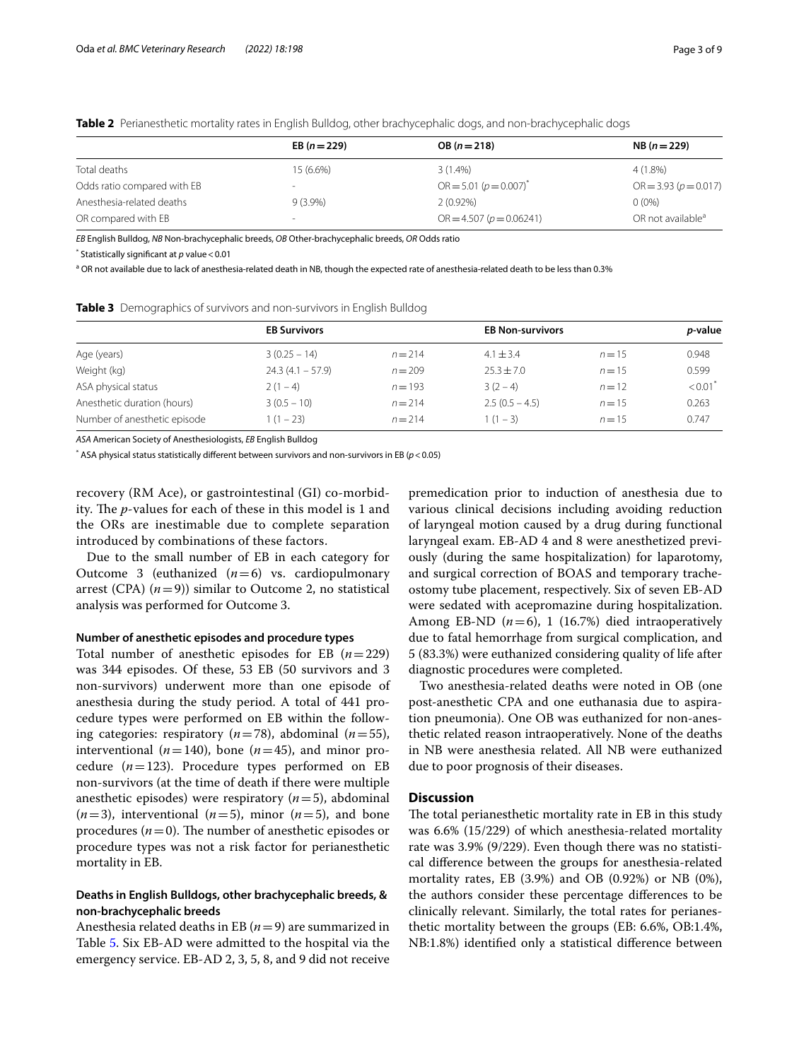**Table 2** Perianesthetic mortality rates in English Bulldog, other brachycephalic dogs, and non-brachycephalic dogs

| | EB ($n=229$) | OB ($n=218$) | NB ($n=229$) |
|---|---|---|---|
| Total deaths | 15 (6.6%) | 3 (1.4%) | 4 (1.8%) |
| Odds ratio compared with EB | - | OR = 5.01 ($p=0.007$)[*] | OR = 3.93 ($p=0.017$) |
| Anesthesia-related deaths | 9 (3.9%) | 2 (0.92%) | 0 (0%) |
| OR compared with EB | - | OR = 4.507 ($p=0.06241$) | OR not available[a] |

*EB* English Bulldog, *NB* Non-brachycephalic breeds, *OB* Other-brachycephalic breeds, *OR* Odds ratio

[*] Statistically significant at *p* value < 0.01

[a] OR not available due to lack of anesthesia-related death in NB, though the expected rate of anesthesia-related death to be less than 0.3%

**Table 3** Demographics of survivors and non-survivors in English Bulldog

| | EB Survivors | | EB Non-survivors | | *p*-value |
|---|---|---|---|---|---|
| Age (years) | 3 (0.25 – 14) | $n=214$ | 4.1 ± 3.4 | $n=15$ | 0.948 |
| Weight (kg) | 24.3 (4.1 – 57.9) | $n=209$ | 25.3 ± 7.0 | $n=15$ | 0.599 |
| ASA physical status | 2 (1 – 4) | $n=193$ | 3 (2 – 4) | $n=12$ | < 0.01[*] |
| Anesthetic duration (hours) | 3 (0.5 – 10) | $n=214$ | 2.5 (0.5 – 4.5) | $n=15$ | 0.263 |
| Number of anesthetic episode | 1 (1 – 23) | $n=214$ | 1 (1 – 3) | $n=15$ | 0.747 |

*ASA* American Society of Anesthesiologists, *EB* English Bulldog

[*] ASA physical status statistically different between survivors and non-survivors in EB ($p < 0.05$)

recovery (RM Ace), or gastrointestinal (GI) co-morbidity. The *p*-values for each of these in this model is 1 and the ORs are inestimable due to complete separation introduced by combinations of these factors.

Due to the small number of EB in each category for Outcome 3 (euthanized ($n=6$) vs. cardiopulmonary arrest (CPA) ($n=9$)) similar to Outcome 2, no statistical analysis was performed for Outcome 3.

### Number of anesthetic episodes and procedure types

Total number of anesthetic episodes for EB ($n=229$) was 344 episodes. Of these, 53 EB (50 survivors and 3 non-survivors) underwent more than one episode of anesthesia during the study period. A total of 441 procedure types were performed on EB within the following categories: respiratory ($n=78$), abdominal ($n=55$), interventional ($n=140$), bone ($n=45$), and minor procedure ($n=123$). Procedure types performed on EB non-survivors (at the time of death if there were multiple anesthetic episodes) were respiratory ($n=5$), abdominal ($n=3$), interventional ($n=5$), minor ($n=5$), and bone procedures ($n=0$). The number of anesthetic episodes or procedure types was not a risk factor for perianesthetic mortality in EB.

### Deaths in English Bulldogs, other brachycephalic breeds, & non-brachycephalic breeds

Anesthesia related deaths in EB ($n=9$) are summarized in Table 5. Six EB-AD were admitted to the hospital via the emergency service. EB-AD 2, 3, 5, 8, and 9 did not receive premedication prior to induction of anesthesia due to various clinical decisions including avoiding reduction of laryngeal motion caused by a drug during functional laryngeal exam. EB-AD 4 and 8 were anesthetized previously (during the same hospitalization) for laparotomy, and surgical correction of BOAS and temporary tracheostomy tube placement, respectively. Six of seven EB-AD were sedated with acepromazine during hospitalization. Among EB-ND ($n=6$), 1 (16.7%) died intraoperatively due to fatal hemorrhage from surgical complication, and 5 (83.3%) were euthanized considering quality of life after diagnostic procedures were completed.

Two anesthesia-related deaths were noted in OB (one post-anesthetic CPA and one euthanasia due to aspiration pneumonia). One OB was euthanized for non-anesthetic related reason intraoperatively. None of the deaths in NB were anesthesia related. All NB were euthanized due to poor prognosis of their diseases.

## Discussion

The total perianesthetic mortality rate in EB in this study was 6.6% (15/229) of which anesthesia-related mortality rate was 3.9% (9/229). Even though there was no statistical difference between the groups for anesthesia-related mortality rates, EB (3.9%) and OB (0.92%) or NB (0%), the authors consider these percentage differences to be clinically relevant. Similarly, the total rates for perianesthetic mortality between the groups (EB: 6.6%, OB:1.4%, NB:1.8%) identified only a statistical difference between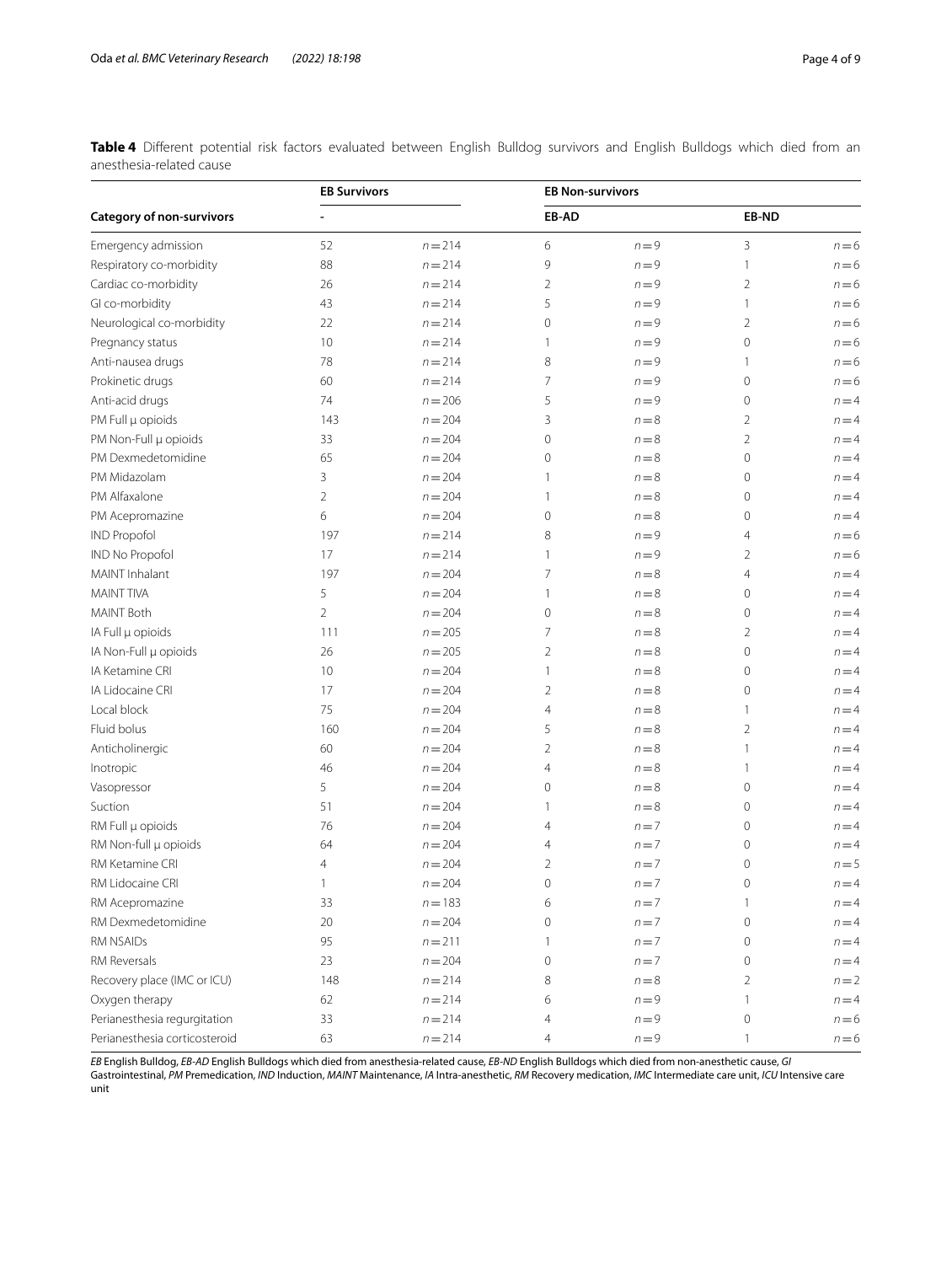**Table 4** Different potential risk factors evaluated between English Bulldog survivors and English Bulldogs which died from an anesthesia-related cause

| Category of non-survivors | EB Survivors | | EB Non-survivors | | | |
|---|---|---|---|---|---|---|
| | - | | EB-AD | | EB-ND | |
| Emergency admission | 52 | n = 214 | 6 | n = 9 | 3 | n = 6 |
| Respiratory co-morbidity | 88 | n = 214 | 9 | n = 9 | 1 | n = 6 |
| Cardiac co-morbidity | 26 | n = 214 | 2 | n = 9 | 2 | n = 6 |
| GI co-morbidity | 43 | n = 214 | 5 | n = 9 | 1 | n = 6 |
| Neurological co-morbidity | 22 | n = 214 | 0 | n = 9 | 2 | n = 6 |
| Pregnancy status | 10 | n = 214 | 1 | n = 9 | 0 | n = 6 |
| Anti-nausea drugs | 78 | n = 214 | 8 | n = 9 | 1 | n = 6 |
| Prokinetic drugs | 60 | n = 214 | 7 | n = 9 | 0 | n = 6 |
| Anti-acid drugs | 74 | n = 206 | 5 | n = 9 | 0 | n = 4 |
| PM Full μ opioids | 143 | n = 204 | 3 | n = 8 | 2 | n = 4 |
| PM Non-Full μ opioids | 33 | n = 204 | 0 | n = 8 | 2 | n = 4 |
| PM Dexmedetomidine | 65 | n = 204 | 0 | n = 8 | 0 | n = 4 |
| PM Midazolam | 3 | n = 204 | 1 | n = 8 | 0 | n = 4 |
| PM Alfaxalone | 2 | n = 204 | 1 | n = 8 | 0 | n = 4 |
| PM Acepromazine | 6 | n = 204 | 0 | n = 8 | 0 | n = 4 |
| IND Propofol | 197 | n = 214 | 8 | n = 9 | 4 | n = 6 |
| IND No Propofol | 17 | n = 214 | 1 | n = 9 | 2 | n = 6 |
| MAINT Inhalant | 197 | n = 204 | 7 | n = 8 | 4 | n = 4 |
| MAINT TIVA | 5 | n = 204 | 1 | n = 8 | 0 | n = 4 |
| MAINT Both | 2 | n = 204 | 0 | n = 8 | 0 | n = 4 |
| IA Full μ opioids | 111 | n = 205 | 7 | n = 8 | 2 | n = 4 |
| IA Non-Full μ opioids | 26 | n = 205 | 2 | n = 8 | 0 | n = 4 |
| IA Ketamine CRI | 10 | n = 204 | 1 | n = 8 | 0 | n = 4 |
| IA Lidocaine CRI | 17 | n = 204 | 2 | n = 8 | 0 | n = 4 |
| Local block | 75 | n = 204 | 4 | n = 8 | 1 | n = 4 |
| Fluid bolus | 160 | n = 204 | 5 | n = 8 | 2 | n = 4 |
| Anticholinergic | 60 | n = 204 | 2 | n = 8 | 1 | n = 4 |
| Inotropic | 46 | n = 204 | 4 | n = 8 | 1 | n = 4 |
| Vasopressor | 5 | n = 204 | 0 | n = 8 | 0 | n = 4 |
| Suction | 51 | n = 204 | 1 | n = 8 | 0 | n = 4 |
| RM Full μ opioids | 76 | n = 204 | 4 | n = 7 | 0 | n = 4 |
| RM Non-full μ opioids | 64 | n = 204 | 4 | n = 7 | 0 | n = 4 |
| RM Ketamine CRI | 4 | n = 204 | 2 | n = 7 | 0 | n = 5 |
| RM Lidocaine CRI | 1 | n = 204 | 0 | n = 7 | 0 | n = 4 |
| RM Acepromazine | 33 | n = 183 | 6 | n = 7 | 1 | n = 4 |
| RM Dexmedetomidine | 20 | n = 204 | 0 | n = 7 | 0 | n = 4 |
| RM NSAIDs | 95 | n = 211 | 1 | n = 7 | 0 | n = 4 |
| RM Reversals | 23 | n = 204 | 0 | n = 7 | 0 | n = 4 |
| Recovery place (IMC or ICU) | 148 | n = 214 | 8 | n = 8 | 2 | n = 2 |
| Oxygen therapy | 62 | n = 214 | 6 | n = 9 | 1 | n = 4 |
| Perianesthesia regurgitation | 33 | n = 214 | 4 | n = 9 | 0 | n = 6 |
| Perianesthesia corticosteroid | 63 | n = 214 | 4 | n = 9 | 1 | n = 6 |

*EB* English Bulldog, *EB-AD* English Bulldogs which died from anesthesia-related cause, *EB-ND* English Bulldogs which died from non-anesthetic cause, *GI* Gastrointestinal, *PM* Premedication, *IND* Induction, *MAINT* Maintenance, *IA* Intra-anesthetic, *RM* Recovery medication, *IMC* Intermediate care unit, *ICU* Intensive care unit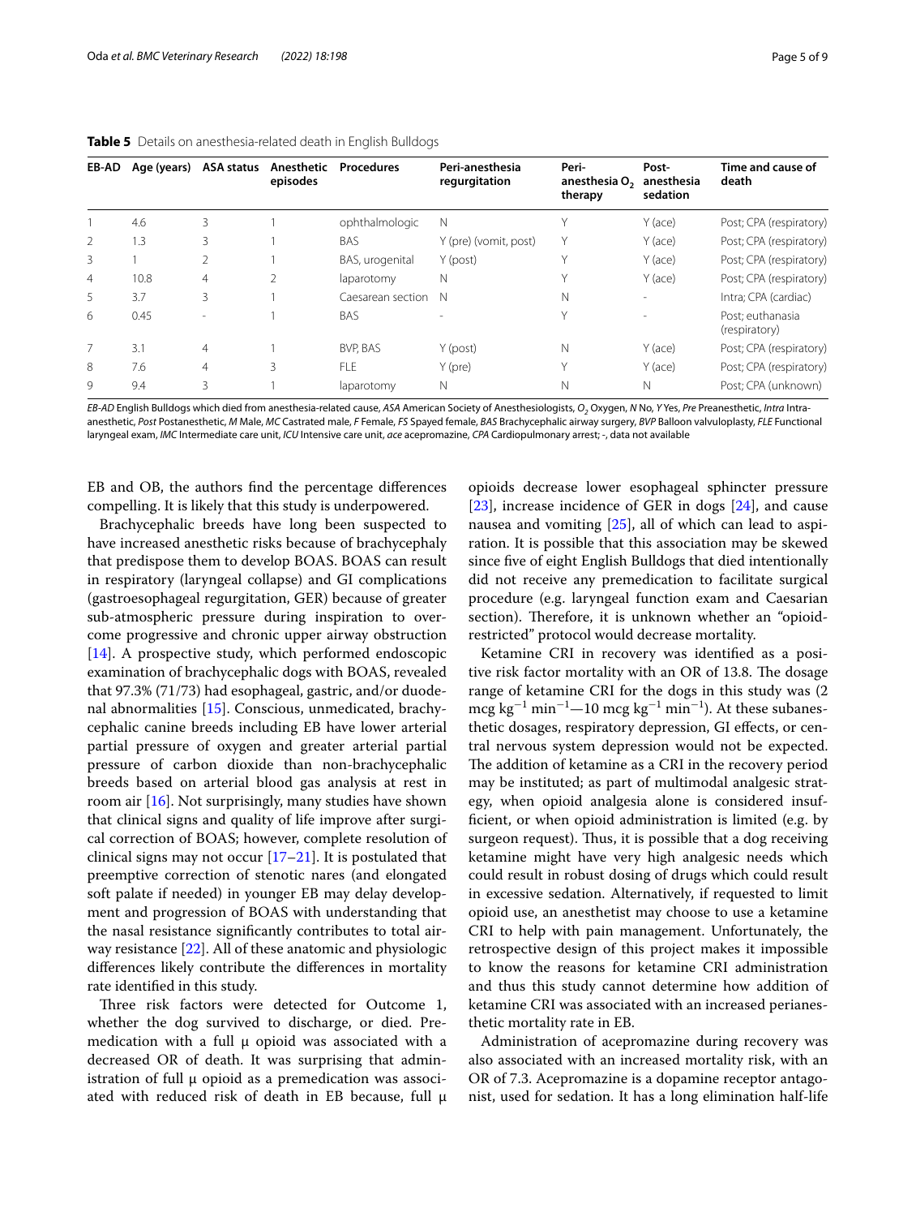**Table 5** Details on anesthesia-related death in English Bulldogs

| EB-AD | Age (years) | ASA status | Anesthetic episodes | Procedures | Peri-anesthesia regurgitation | Peri-anesthesia $O_2$ therapy | Post-anesthesia sedation | Time and cause of death |
|---|---|---|---|---|---|---|---|---|
| 1 | 4.6 | 3 | 1 | ophthalmologic | N | Y | Y (ace) | Post; CPA (respiratory) |
| 2 | 1.3 | 3 | 1 | BAS | Y (pre) (vomit, post) | Y | Y (ace) | Post; CPA (respiratory) |
| 3 | 1 | 2 | 1 | BAS, urogenital | Y (post) | Y | Y (ace) | Post; CPA (respiratory) |
| 4 | 10.8 | 4 | 2 | laparotomy | N | Y | Y (ace) | Post; CPA (respiratory) |
| 5 | 3.7 | 3 | 1 | Caesarean section | N | N | - | Intra; CPA (cardiac) |
| 6 | 0.45 | - | 1 | BAS | - | Y | - | Post; euthanasia (respiratory) |
| 7 | 3.1 | 4 | 1 | BVP, BAS | Y (post) | N | Y (ace) | Post; CPA (respiratory) |
| 8 | 7.6 | 4 | 3 | FLE | Y (pre) | Y | Y (ace) | Post; CPA (respiratory) |
| 9 | 9.4 | 3 | 1 | laparotomy | N | N | N | Post; CPA (unknown) |

*EB-AD* English Bulldogs which died from anesthesia-related cause, *ASA* American Society of Anesthesiologists, $O_2$ Oxygen, *N* No, *Y* Yes, *Pre* Preanesthetic, *Intra* Intra-anesthetic, *Post* Postanesthetic, *M* Male, *MC* Castrated male, *F* Female, *FS* Spayed female, *BAS* Brachycephalic airway surgery, *BVP* Balloon valvuloplasty, *FLE* Functional laryngeal exam, *IMC* Intermediate care unit, *ICU* Intensive care unit, *ace* acepromazine, *CPA* Cardiopulmonary arrest; -, data not available

EB and OB, the authors find the percentage differences compelling. It is likely that this study is underpowered.

Brachycephalic breeds have long been suspected to have increased anesthetic risks because of brachycephaly that predispose them to develop BOAS. BOAS can result in respiratory (laryngeal collapse) and GI complications (gastroesophageal regurgitation, GER) because of greater sub-atmospheric pressure during inspiration to overcome progressive and chronic upper airway obstruction [14]. A prospective study, which performed endoscopic examination of brachycephalic dogs with BOAS, revealed that 97.3% (71/73) had esophageal, gastric, and/or duodenal abnormalities [15]. Conscious, unmedicated, brachycephalic canine breeds including EB have lower arterial partial pressure of oxygen and greater arterial partial pressure of carbon dioxide than non-brachycephalic breeds based on arterial blood gas analysis at rest in room air [16]. Not surprisingly, many studies have shown that clinical signs and quality of life improve after surgical correction of BOAS; however, complete resolution of clinical signs may not occur [17–21]. It is postulated that preemptive correction of stenotic nares (and elongated soft palate if needed) in younger EB may delay development and progression of BOAS with understanding that the nasal resistance significantly contributes to total airway resistance [22]. All of these anatomic and physiologic differences likely contribute the differences in mortality rate identified in this study.

Three risk factors were detected for Outcome 1, whether the dog survived to discharge, or died. Premedication with a full μ opioid was associated with a decreased OR of death. It was surprising that administration of full μ opioid as a premedication was associated with reduced risk of death in EB because, full μ opioids decrease lower esophageal sphincter pressure [23], increase incidence of GER in dogs [24], and cause nausea and vomiting [25], all of which can lead to aspiration. It is possible that this association may be skewed since five of eight English Bulldogs that died intentionally did not receive any premedication to facilitate surgical procedure (e.g. laryngeal function exam and Caesarian section). Therefore, it is unknown whether an "opioid-restricted" protocol would decrease mortality.

Ketamine CRI in recovery was identified as a positive risk factor mortality with an OR of 13.8. The dosage range of ketamine CRI for the dogs in this study was (2 mcg $kg^{-1}$ $min^{-1}$—10 mcg $kg^{-1}$ $min^{-1}$). At these subanesthetic dosages, respiratory depression, GI effects, or central nervous system depression would not be expected. The addition of ketamine as a CRI in the recovery period may be instituted; as part of multimodal analgesic strategy, when opioid analgesia alone is considered insufficient, or when opioid administration is limited (e.g. by surgeon request). Thus, it is possible that a dog receiving ketamine might have very high analgesic needs which could result in robust dosing of drugs which could result in excessive sedation. Alternatively, if requested to limit opioid use, an anesthetist may choose to use a ketamine CRI to help with pain management. Unfortunately, the retrospective design of this project makes it impossible to know the reasons for ketamine CRI administration and thus this study cannot determine how addition of ketamine CRI was associated with an increased perianesthetic mortality rate in EB.

Administration of acepromazine during recovery was also associated with an increased mortality risk, with an OR of 7.3. Acepromazine is a dopamine receptor antagonist, used for sedation. It has a long elimination half-life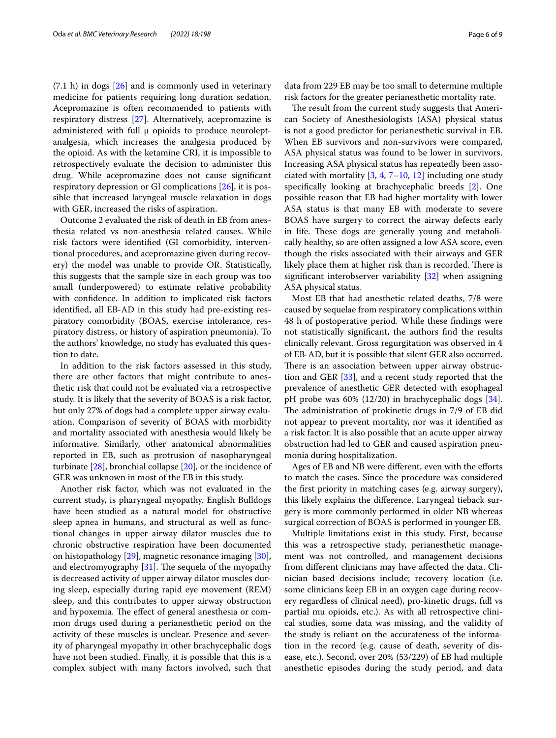(7.1 h) in dogs [26] and is commonly used in veterinary medicine for patients requiring long duration sedation. Acepromazine is often recommended to patients with respiratory distress [27]. Alternatively, acepromazine is administered with full μ opioids to produce neuroleptanalgesia, which increases the analgesia produced by the opioid. As with the ketamine CRI, it is impossible to retrospectively evaluate the decision to administer this drug. While acepromazine does not cause significant respiratory depression or GI complications [26], it is possible that increased laryngeal muscle relaxation in dogs with GER, increased the risks of aspiration.

Outcome 2 evaluated the risk of death in EB from anesthesia related vs non-anesthesia related causes. While risk factors were identified (GI comorbidity, interventional procedures, and acepromazine given during recovery) the model was unable to provide OR. Statistically, this suggests that the sample size in each group was too small (underpowered) to estimate relative probability with confidence. In addition to implicated risk factors identified, all EB-AD in this study had pre-existing respiratory comorbidity (BOAS, exercise intolerance, respiratory distress, or history of aspiration pneumonia). To the authors' knowledge, no study has evaluated this question to date.

In addition to the risk factors assessed in this study, there are other factors that might contribute to anesthetic risk that could not be evaluated via a retrospective study. It is likely that the severity of BOAS is a risk factor, but only 27% of dogs had a complete upper airway evaluation. Comparison of severity of BOAS with morbidity and mortality associated with anesthesia would likely be informative. Similarly, other anatomical abnormalities reported in EB, such as protrusion of nasopharyngeal turbinate [28], bronchial collapse [20], or the incidence of GER was unknown in most of the EB in this study.

Another risk factor, which was not evaluated in the current study, is pharyngeal myopathy. English Bulldogs have been studied as a natural model for obstructive sleep apnea in humans, and structural as well as functional changes in upper airway dilator muscles due to chronic obstructive respiration have been documented on histopathology [29], magnetic resonance imaging [30], and electromyography [31]. The sequela of the myopathy is decreased activity of upper airway dilator muscles during sleep, especially during rapid eye movement (REM) sleep, and this contributes to upper airway obstruction and hypoxemia. The effect of general anesthesia or common drugs used during a perianesthetic period on the activity of these muscles is unclear. Presence and severity of pharyngeal myopathy in other brachycephalic dogs have not been studied. Finally, it is possible that this is a complex subject with many factors involved, such that data from 229 EB may be too small to determine multiple risk factors for the greater perianesthetic mortality rate.

The result from the current study suggests that American Society of Anesthesiologists (ASA) physical status is not a good predictor for perianesthetic survival in EB. When EB survivors and non-survivors were compared, ASA physical status was found to be lower in survivors. Increasing ASA physical status has repeatedly been associated with mortality [3, 4, 7–10, 12] including one study specifically looking at brachycephalic breeds [2]. One possible reason that EB had higher mortality with lower ASA status is that many EB with moderate to severe BOAS have surgery to correct the airway defects early in life. These dogs are generally young and metabolically healthy, so are often assigned a low ASA score, even though the risks associated with their airways and GER likely place them at higher risk than is recorded. There is significant interobserver variability [32] when assigning ASA physical status.

Most EB that had anesthetic related deaths, 7/8 were caused by sequelae from respiratory complications within 48 h of postoperative period. While these findings were not statistically significant, the authors find the results clinically relevant. Gross regurgitation was observed in 4 of EB-AD, but it is possible that silent GER also occurred. There is an association between upper airway obstruction and GER [33], and a recent study reported that the prevalence of anesthetic GER detected with esophageal pH probe was 60% (12/20) in brachycephalic dogs [34]. The administration of prokinetic drugs in 7/9 of EB did not appear to prevent mortality, nor was it identified as a risk factor. It is also possible that an acute upper airway obstruction had led to GER and caused aspiration pneumonia during hospitalization.

Ages of EB and NB were different, even with the efforts to match the cases. Since the procedure was considered the first priority in matching cases (e.g. airway surgery), this likely explains the difference. Laryngeal tieback surgery is more commonly performed in older NB whereas surgical correction of BOAS is performed in younger EB.

Multiple limitations exist in this study. First, because this was a retrospective study, perianesthetic management was not controlled, and management decisions from different clinicians may have affected the data. Clinician based decisions include; recovery location (i.e. some clinicians keep EB in an oxygen cage during recovery regardless of clinical need), pro-kinetic drugs, full vs partial mu opioids, etc.). As with all retrospective clinical studies, some data was missing, and the validity of the study is reliant on the accurateness of the information in the record (e.g. cause of death, severity of disease, etc.). Second, over 20% (53/229) of EB had multiple anesthetic episodes during the study period, and data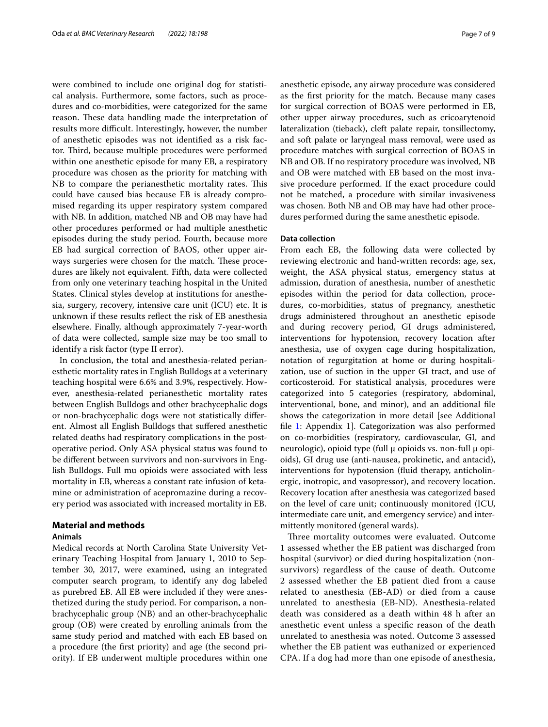were combined to include one original dog for statistical analysis. Furthermore, some factors, such as procedures and co-morbidities, were categorized for the same reason. These data handling made the interpretation of results more difficult. Interestingly, however, the number of anesthetic episodes was not identified as a risk factor. Third, because multiple procedures were performed within one anesthetic episode for many EB, a respiratory procedure was chosen as the priority for matching with NB to compare the perianesthetic mortality rates. This could have caused bias because EB is already compromised regarding its upper respiratory system compared with NB. In addition, matched NB and OB may have had other procedures performed or had multiple anesthetic episodes during the study period. Fourth, because more EB had surgical correction of BAOS, other upper airways surgeries were chosen for the match. These procedures are likely not equivalent. Fifth, data were collected from only one veterinary teaching hospital in the United States. Clinical styles develop at institutions for anesthesia, surgery, recovery, intensive care unit (ICU) etc. It is unknown if these results reflect the risk of EB anesthesia elsewhere. Finally, although approximately 7-year-worth of data were collected, sample size may be too small to identify a risk factor (type II error).

In conclusion, the total and anesthesia-related perianesthetic mortality rates in English Bulldogs at a veterinary teaching hospital were 6.6% and 3.9%, respectively. However, anesthesia-related perianesthetic mortality rates between English Bulldogs and other brachycephalic dogs or non-brachycephalic dogs were not statistically different. Almost all English Bulldogs that suffered anesthetic related deaths had respiratory complications in the postoperative period. Only ASA physical status was found to be different between survivors and non-survivors in English Bulldogs. Full mu opioids were associated with less mortality in EB, whereas a constant rate infusion of ketamine or administration of acepromazine during a recovery period was associated with increased mortality in EB.

## Material and methods

### Animals

Medical records at North Carolina State University Veterinary Teaching Hospital from January 1, 2010 to September 30, 2017, were examined, using an integrated computer search program, to identify any dog labeled as purebred EB. All EB were included if they were anesthetized during the study period. For comparison, a non-brachycephalic group (NB) and an other-brachycephalic group (OB) were created by enrolling animals from the same study period and matched with each EB based on a procedure (the first priority) and age (the second priority). If EB underwent multiple procedures within one anesthetic episode, any airway procedure was considered as the first priority for the match. Because many cases for surgical correction of BOAS were performed in EB, other upper airway procedures, such as cricoarytenoid lateralization (tieback), cleft palate repair, tonsillectomy, and soft palate or laryngeal mass removal, were used as procedure matches with surgical correction of BOAS in NB and OB. If no respiratory procedure was involved, NB and OB were matched with EB based on the most invasive procedure performed. If the exact procedure could not be matched, a procedure with similar invasiveness was chosen. Both NB and OB may have had other procedures performed during the same anesthetic episode.

### Data collection

From each EB, the following data were collected by reviewing electronic and hand-written records: age, sex, weight, the ASA physical status, emergency status at admission, duration of anesthesia, number of anesthetic episodes within the period for data collection, procedures, co-morbidities, status of pregnancy, anesthetic drugs administered throughout an anesthetic episode and during recovery period, GI drugs administered, interventions for hypotension, recovery location after anesthesia, use of oxygen cage during hospitalization, notation of regurgitation at home or during hospitalization, use of suction in the upper GI tract, and use of corticosteroid. For statistical analysis, procedures were categorized into 5 categories (respiratory, abdominal, interventional, bone, and minor), and an additional file shows the categorization in more detail [see Additional file 1: Appendix 1]. Categorization was also performed on co-morbidities (respiratory, cardiovascular, GI, and neurologic), opioid type (full μ opioids vs. non-full μ opioids), GI drug use (anti-nausea, prokinetic, and antacid), interventions for hypotension (fluid therapy, anticholinergic, inotropic, and vasopressor), and recovery location. Recovery location after anesthesia was categorized based on the level of care unit; continuously monitored (ICU, intermediate care unit, and emergency service) and intermittently monitored (general wards).

Three mortality outcomes were evaluated. Outcome 1 assessed whether the EB patient was discharged from hospital (survivor) or died during hospitalization (non-survivors) regardless of the cause of death. Outcome 2 assessed whether the EB patient died from a cause related to anesthesia (EB-AD) or died from a cause unrelated to anesthesia (EB-ND). Anesthesia-related death was considered as a death within 48 h after an anesthetic event unless a specific reason of the death unrelated to anesthesia was noted. Outcome 3 assessed whether the EB patient was euthanized or experienced CPA. If a dog had more than one episode of anesthesia,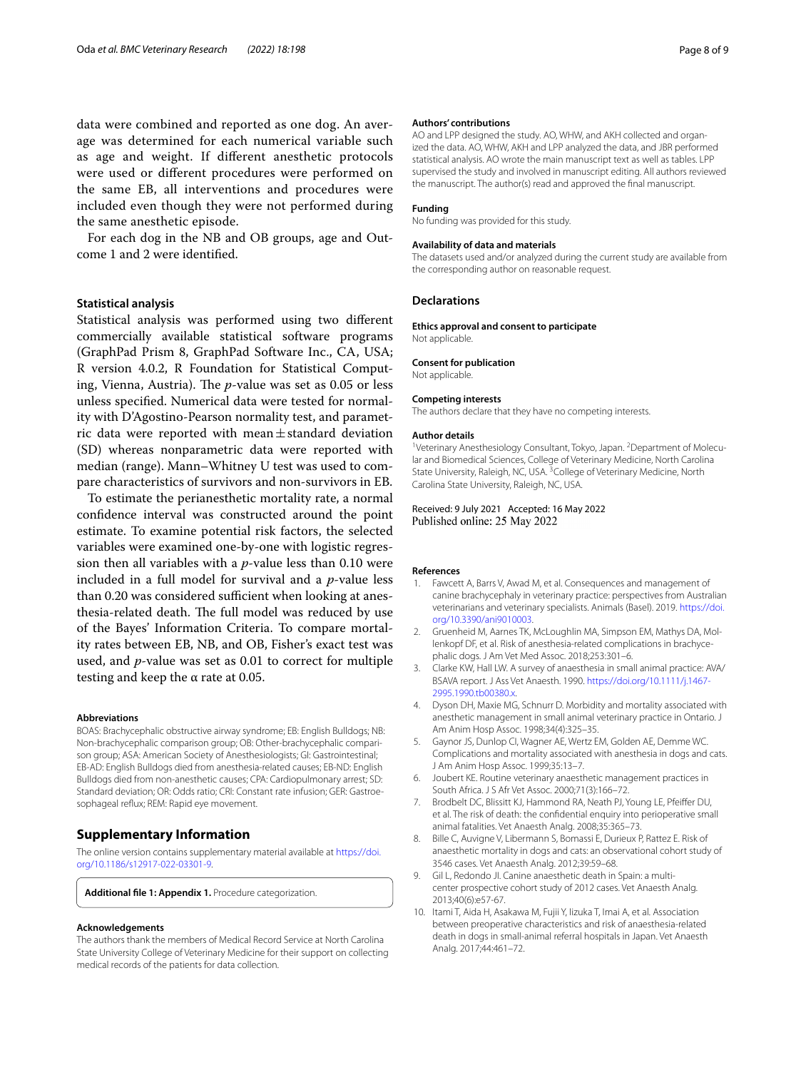data were combined and reported as one dog. An average was determined for each numerical variable such as age and weight. If different anesthetic protocols were used or different procedures were performed on the same EB, all interventions and procedures were included even though they were not performed during the same anesthetic episode.

For each dog in the NB and OB groups, age and Outcome 1 and 2 were identified.

### Statistical analysis

Statistical analysis was performed using two different commercially available statistical software programs (GraphPad Prism 8, GraphPad Software Inc., CA, USA; R version 4.0.2, R Foundation for Statistical Computing, Vienna, Austria). The *p*-value was set as 0.05 or less unless specified. Numerical data were tested for normality with D'Agostino-Pearson normality test, and parametric data were reported with mean ± standard deviation (SD) whereas nonparametric data were reported with median (range). Mann–Whitney U test was used to compare characteristics of survivors and non-survivors in EB.

To estimate the perianesthetic mortality rate, a normal confidence interval was constructed around the point estimate. To examine potential risk factors, the selected variables were examined one-by-one with logistic regression then all variables with a *p*-value less than 0.10 were included in a full model for survival and a *p*-value less than 0.20 was considered sufficient when looking at anesthesia-related death. The full model was reduced by use of the Bayes' Information Criteria. To compare mortality rates between EB, NB, and OB, Fisher's exact test was used, and *p*-value was set as 0.01 to correct for multiple testing and keep the α rate at 0.05.

#### Abbreviations

BOAS: Brachycephalic obstructive airway syndrome; EB: English Bulldogs; NB: Non-brachycephalic comparison group; OB: Other-brachycephalic comparison group; ASA: American Society of Anesthesiologists; GI: Gastrointestinal; EB-AD: English Bulldogs died from anesthesia-related causes; EB-ND: English Bulldogs died from non-anesthetic causes; CPA: Cardiopulmonary arrest; SD: Standard deviation; OR: Odds ratio; CRI: Constant rate infusion; GER: Gastroesophageal reflux; REM: Rapid eye movement.

## Supplementary Information

The online version contains supplementary material available at https://doi.org/10.1186/s12917-022-03301-9.

**Additional file 1: Appendix 1.** Procedure categorization.

#### Acknowledgements

The authors thank the members of Medical Record Service at North Carolina State University College of Veterinary Medicine for their support on collecting medical records of the patients for data collection.

#### Authors' contributions

AO and LPP designed the study. AO, WHW, and AKH collected and organized the data. AO, WHW, AKH and LPP analyzed the data, and JBR performed statistical analysis. AO wrote the main manuscript text as well as tables. LPP supervised the study and involved in manuscript editing. All authors reviewed the manuscript. The author(s) read and approved the final manuscript.

#### Funding

No funding was provided for this study.

#### Availability of data and materials

The datasets used and/or analyzed during the current study are available from the corresponding author on reasonable request.

## Declarations

#### Ethics approval and consent to participate

Not applicable.

#### Consent for publication

Not applicable.

#### Competing interests

The authors declare that they have no competing interests.

#### Author details

[1]Veterinary Anesthesiology Consultant, Tokyo, Japan. [2]Department of Molecular and Biomedical Sciences, College of Veterinary Medicine, North Carolina State University, Raleigh, NC, USA. [3]College of Veterinary Medicine, North Carolina State University, Raleigh, NC, USA.

Received: 9 July 2021 Accepted: 16 May 2022
Published online: 25 May 2022

#### References

1. Fawcett A, Barrs V, Awad M, et al. Consequences and management of canine brachycephaly in veterinary practice: perspectives from Australian veterinarians and veterinary specialists. Animals (Basel). 2019. https://doi.org/10.3390/ani9010003.
2. Gruenheid M, Aarnes TK, McLoughlin MA, Simpson EM, Mathys DA, Mollenkopf DF, et al. Risk of anesthesia-related complications in brachycephalic dogs. J Am Vet Med Assoc. 2018;253:301–6.
3. Clarke KW, Hall LW. A survey of anaesthesia in small animal practice: AVA/BSAVA report. J Ass Vet Anaesth. 1990. https://doi.org/10.1111/j.1467-2995.1990.tb00380.x.
4. Dyson DH, Maxie MG, Schnurr D. Morbidity and mortality associated with anesthetic management in small animal veterinary practice in Ontario. J Am Anim Hosp Assoc. 1998;34(4):325–35.
5. Gaynor JS, Dunlop CI, Wagner AE, Wertz EM, Golden AE, Demme WC. Complications and mortality associated with anesthesia in dogs and cats. J Am Anim Hosp Assoc. 1999;35:13–7.
6. Joubert KE. Routine veterinary anaesthetic management practices in South Africa. J S Afr Vet Assoc. 2000;71(3):166–72.
7. Brodbelt DC, Blissitt KJ, Hammond RA, Neath PJ, Young LE, Pfeiffer DU, et al. The risk of death: the confidential enquiry into perioperative small animal fatalities. Vet Anaesth Analg. 2008;35:365–73.
8. Bille C, Auvigne V, Libermann S, Bomassi E, Durieux P, Rattez E. Risk of anaesthetic mortality in dogs and cats: an observational cohort study of 3546 cases. Vet Anaesth Analg. 2012;39:59–68.
9. Gil L, Redondo JI. Canine anaesthetic death in Spain: a multicenter prospective cohort study of 2012 cases. Vet Anaesth Analg. 2013;40(6):e57-67.
10. Itami T, Aida H, Asakawa M, Fujii Y, Iizuka T, Imai A, et al. Association between preoperative characteristics and risk of anaesthesia-related death in dogs in small-animal referral hospitals in Japan. Vet Anaesth Analg. 2017;44:461–72.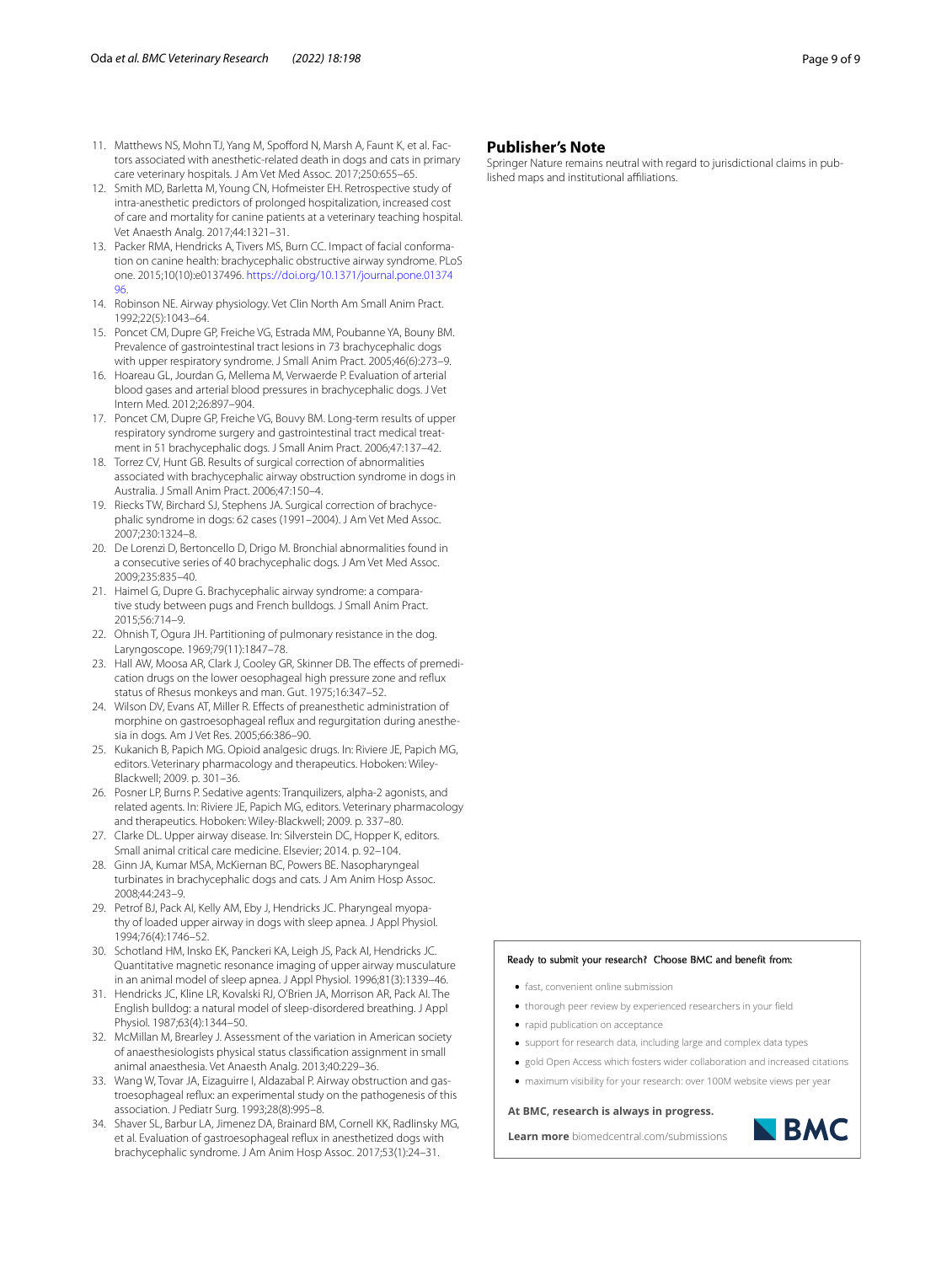11. Matthews NS, Mohn TJ, Yang M, Spofford N, Marsh A, Faunt K, et al. Factors associated with anesthetic-related death in dogs and cats in primary care veterinary hospitals. J Am Vet Med Assoc. 2017;250:655–65.
12. Smith MD, Barletta M, Young CN, Hofmeister EH. Retrospective study of intra-anesthetic predictors of prolonged hospitalization, increased cost of care and mortality for canine patients at a veterinary teaching hospital. Vet Anaesth Analg. 2017;44:1321–31.
13. Packer RMA, Hendricks A, Tivers MS, Burn CC. Impact of facial conformation on canine health: brachycephalic obstructive airway syndrome. PLoS one. 2015;10(10):e0137496. https://doi.org/10.1371/journal.pone.0137496.
14. Robinson NE. Airway physiology. Vet Clin North Am Small Anim Pract. 1992;22(5):1043–64.
15. Poncet CM, Dupre GP, Freiche VG, Estrada MM, Poubanne YA, Bouny BM. Prevalence of gastrointestinal tract lesions in 73 brachycephalic dogs with upper respiratory syndrome. J Small Anim Pract. 2005;46(6):273–9.
16. Hoareau GL, Jourdan G, Mellema M, Verwaerde P. Evaluation of arterial blood gases and arterial blood pressures in brachycephalic dogs. J Vet Intern Med. 2012;26:897–904.
17. Poncet CM, Dupre GP, Freiche VG, Bouvy BM. Long-term results of upper respiratory syndrome surgery and gastrointestinal tract medical treatment in 51 brachycephalic dogs. J Small Anim Pract. 2006;47:137–42.
18. Torrez CV, Hunt GB. Results of surgical correction of abnormalities associated with brachycephalic airway obstruction syndrome in dogs in Australia. J Small Anim Pract. 2006;47:150–4.
19. Riecks TW, Birchard SJ, Stephens JA. Surgical correction of brachycephalic syndrome in dogs: 62 cases (1991–2004). J Am Vet Med Assoc. 2007;230:1324–8.
20. De Lorenzi D, Bertoncello D, Drigo M. Bronchial abnormalities found in a consecutive series of 40 brachycephalic dogs. J Am Vet Med Assoc. 2009;235:835–40.
21. Haimel G, Dupre G. Brachycephalic airway syndrome: a comparative study between pugs and French bulldogs. J Small Anim Pract. 2015;56:714–9.
22. Ohnish T, Ogura JH. Partitioning of pulmonary resistance in the dog. Laryngoscope. 1969;79(11):1847–78.
23. Hall AW, Moosa AR, Clark J, Cooley GR, Skinner DB. The effects of premedication drugs on the lower oesophageal high pressure zone and reflux status of Rhesus monkeys and man. Gut. 1975;16:347–52.
24. Wilson DV, Evans AT, Miller R. Effects of preanesthetic administration of morphine on gastroesophageal reflux and regurgitation during anesthesia in dogs. Am J Vet Res. 2005;66:386–90.
25. Kukanich B, Papich MG. Opioid analgesic drugs. In: Riviere JE, Papich MG, editors. Veterinary pharmacology and therapeutics. Hoboken: Wiley-Blackwell; 2009. p. 301–36.
26. Posner LP, Burns P. Sedative agents: Tranquilizers, alpha-2 agonists, and related agents. In: Riviere JE, Papich MG, editors. Veterinary pharmacology and therapeutics. Hoboken: Wiley-Blackwell; 2009. p. 337–80.
27. Clarke DL. Upper airway disease. In: Silverstein DC, Hopper K, editors. Small animal critical care medicine. Elsevier; 2014. p. 92–104.
28. Ginn JA, Kumar MSA, McKiernan BC, Powers BE. Nasopharyngeal turbinates in brachycephalic dogs and cats. J Am Anim Hosp Assoc. 2008;44:243–9.
29. Petrof BJ, Pack AI, Kelly AM, Eby J, Hendricks JC. Pharyngeal myopathy of loaded upper airway in dogs with sleep apnea. J Appl Physiol. 1994;76(4):1746–52.
30. Schotland HM, Insko EK, Panckeri KA, Leigh JS, Pack AI, Hendricks JC. Quantitative magnetic resonance imaging of upper airway musculature in an animal model of sleep apnea. J Appl Physiol. 1996;81(3):1339–46.
31. Hendricks JC, Kline LR, Kovalski RJ, O'Brien JA, Morrison AR, Pack AI. The English bulldog: a natural model of sleep-disordered breathing. J Appl Physiol. 1987;63(4):1344–50.
32. McMillan M, Brearley J. Assessment of the variation in American society of anaesthesiologists physical status classification assignment in small animal anaesthesia. Vet Anaesth Analg. 2013;40:229–36.
33. Wang W, Tovar JA, Eizaguirre I, Aldazabal P. Airway obstruction and gastroesophageal reflux: an experimental study on the pathogenesis of this association. J Pediatr Surg. 1993;28(8):995–8.
34. Shaver SL, Barbur LA, Jimenez DA, Brainard BM, Cornell KK, Radlinsky MG, et al. Evaluation of gastroesophageal reflux in anesthetized dogs with brachycephalic syndrome. J Am Anim Hosp Assoc. 2017;53(1):24–31.

## Publisher's Note

Springer Nature remains neutral with regard to jurisdictional claims in published maps and institutional affiliations.

Ready to submit your research? Choose BMC and benefit from:

- fast, convenient online submission
- thorough peer review by experienced researchers in your field
- rapid publication on acceptance
- support for research data, including large and complex data types
- gold Open Access which fosters wider collaboration and increased citations
- maximum visibility for your research: over 100M website views per year

**At BMC, research is always in progress.**

**Learn more** biomedcentral.com/submissions

BMC